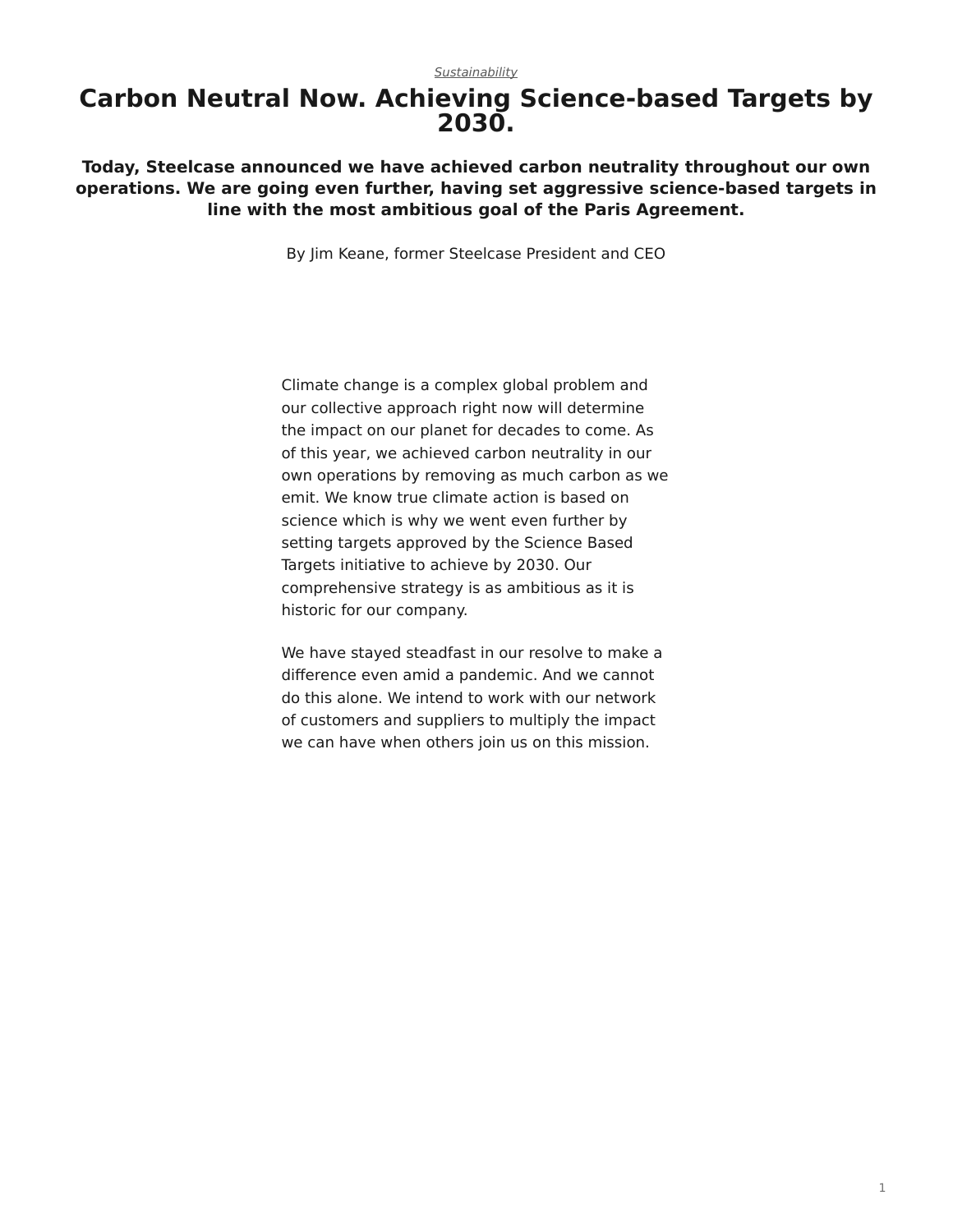*Sustainability*

# Carbon Neutral Now. Achieving Science-based Targets by 2030.

**Today, Steelcase announced we have achieved carbon neutrality throughout our own operations. We are going even further, having set aggressive science-based targets in line with the most ambitious goal of the Paris Agreement.**

By Jim Keane, former Steelcase President and CEO

Climate change is a complex global problem and our collective approach right now will determine the impact on our planet for decades to come. As of this year, we achieved carbon neutrality in our own operations by removing as much carbon as we emit. We know true climate action is based on science which is why we went even further by setting targets approved by the Science Based Targets initiative to achieve by 2030. Our comprehensive strategy is as ambitious as it is historic for our company.

We have stayed steadfast in our resolve to make a difference even amid a pandemic. And we cannot do this alone. We intend to work with our network of customers and suppliers to multiply the impact we can have when others join us on this mission.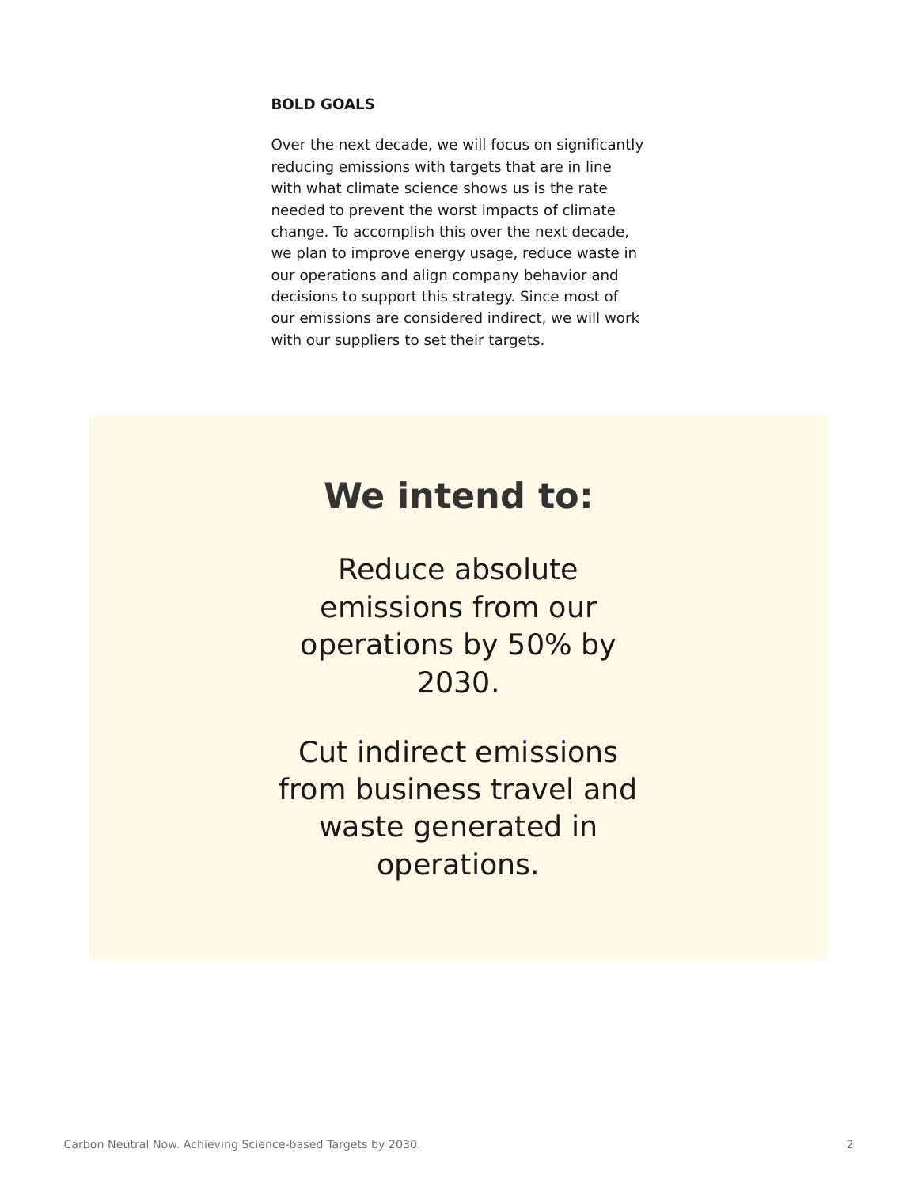**BOLD GOALS**

Over the next decade, we will focus on significantly reducing emissions with targets that are in line with what climate science shows us is the rate needed to prevent the worst impacts of climate change. To accomplish this over the next decade, we plan to improve energy usage, reduce waste in our operations and align company behavior and decisions to support this strategy. Since most of our emissions are considered indirect, we will work with our suppliers to set their targets.

## We intend to:

Reduce absolute emissions from our operations by 50% by 2030.

Cut indirect emissions from business travel and waste generated in operations.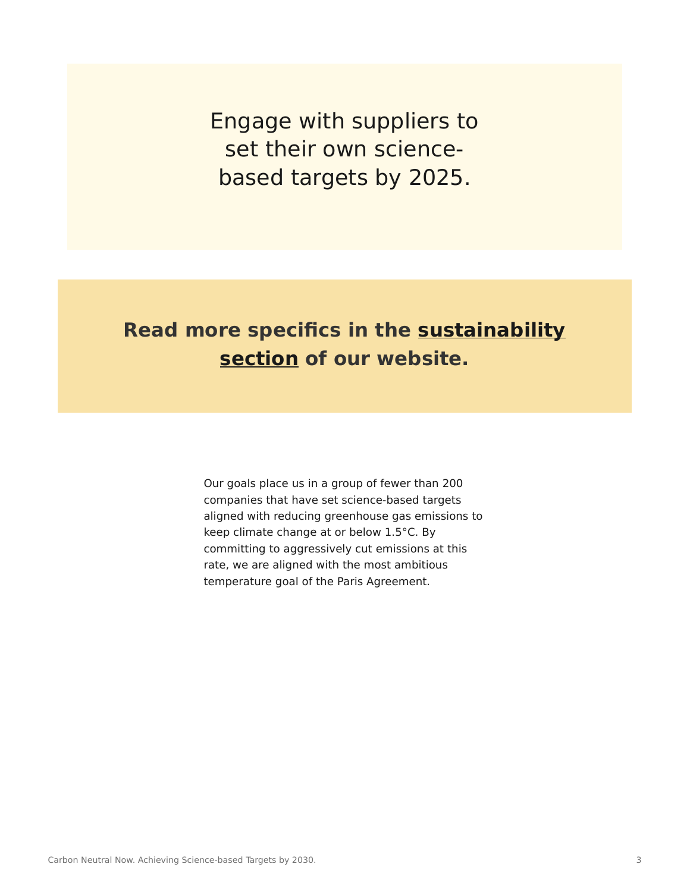Engage with suppliers to set their own science-based targets by 2025.

**Read more specifics in the sustainability section of our website.**

Our goals place us in a group of fewer than 200 companies that have set science-based targets aligned with reducing greenhouse gas emissions to keep climate change at or below 1.5°C. By committing to aggressively cut emissions at this rate, we are aligned with the most ambitious temperature goal of the Paris Agreement.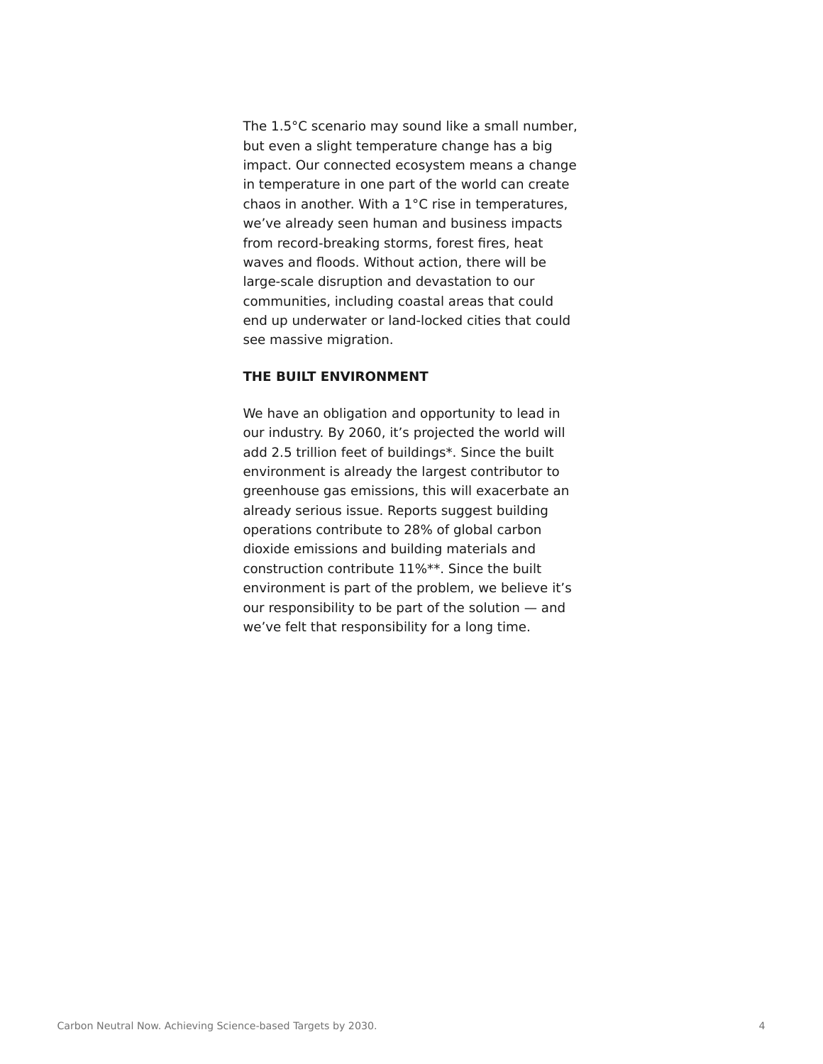The 1.5°C scenario may sound like a small number, but even a slight temperature change has a big impact. Our connected ecosystem means a change in temperature in one part of the world can create chaos in another. With a 1°C rise in temperatures, we've already seen human and business impacts from record-breaking storms, forest fires, heat waves and floods. Without action, there will be large-scale disruption and devastation to our communities, including coastal areas that could end up underwater or land-locked cities that could see massive migration.

## THE BUILT ENVIRONMENT

We have an obligation and opportunity to lead in our industry. By 2060, it's projected the world will add 2.5 trillion feet of buildings*. Since the built environment is already the largest contributor to greenhouse gas emissions, this will exacerbate an already serious issue. Reports suggest building operations contribute to 28% of global carbon dioxide emissions and building materials and construction contribute 11%**. Since the built environment is part of the problem, we believe it's our responsibility to be part of the solution — and we've felt that responsibility for a long time.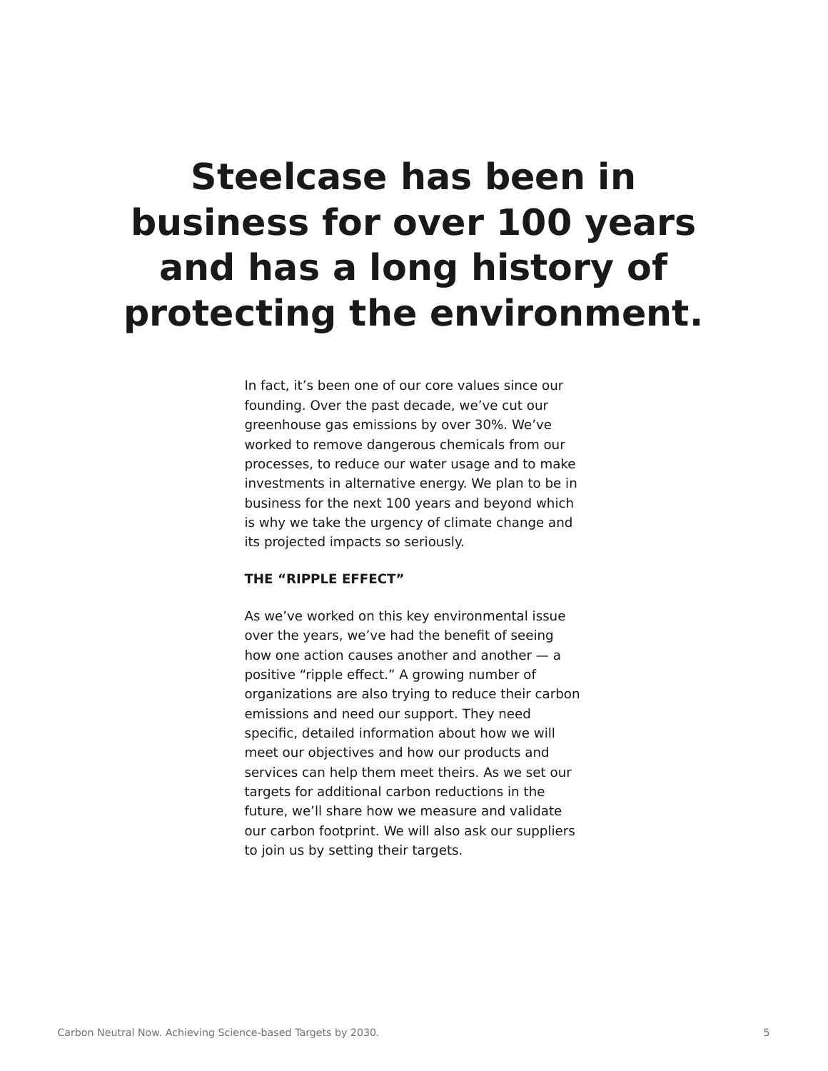# Steelcase has been in business for over 100 years and has a long history of protecting the environment.

In fact, it's been one of our core values since our founding. Over the past decade, we've cut our greenhouse gas emissions by over 30%. We've worked to remove dangerous chemicals from our processes, to reduce our water usage and to make investments in alternative energy. We plan to be in business for the next 100 years and beyond which is why we take the urgency of climate change and its projected impacts so seriously.

**THE "RIPPLE EFFECT"**

As we've worked on this key environmental issue over the years, we've had the benefit of seeing how one action causes another and another — a positive "ripple effect." A growing number of organizations are also trying to reduce their carbon emissions and need our support. They need specific, detailed information about how we will meet our objectives and how our products and services can help them meet theirs. As we set our targets for additional carbon reductions in the future, we'll share how we measure and validate our carbon footprint. We will also ask our suppliers to join us by setting their targets.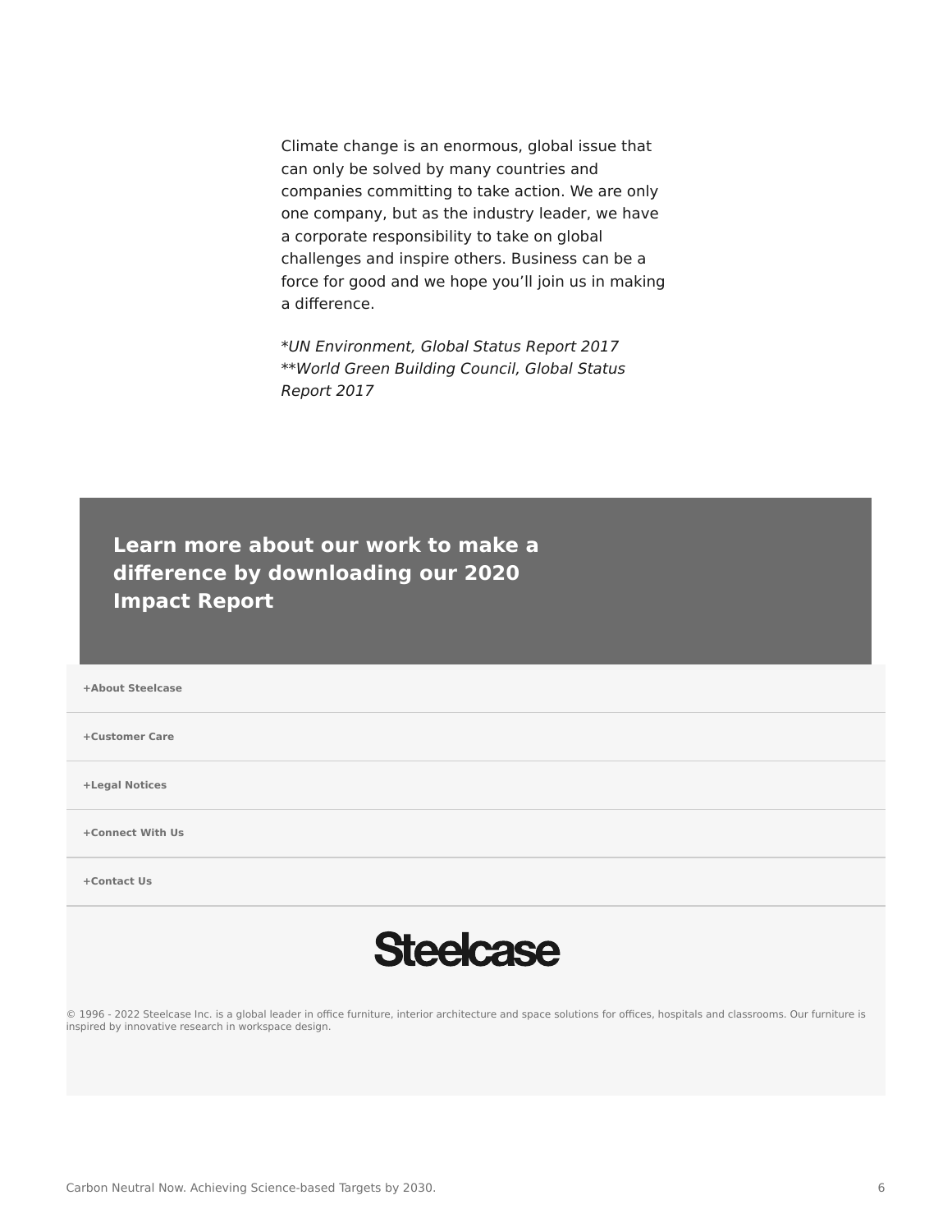Climate change is an enormous, global issue that can only be solved by many countries and companies committing to take action. We are only one company, but as the industry leader, we have a corporate responsibility to take on global challenges and inspire others. Business can be a force for good and we hope you'll join us in making a difference.

*\*UN Environment, Global Status Report 2017*
*\*\*World Green Building Council, Global Status Report 2017*

**Learn more about our work to make a difference by downloading our 2020 Impact Report**

**+About Steelcase**

**+Customer Care**

**+Legal Notices**

**+Connect With Us**

**+Contact Us**

Steelcase

© 1996 - 2022 Steelcase Inc. is a global leader in office furniture, interior architecture and space solutions for offices, hospitals and classrooms. Our furniture is inspired by innovative research in workspace design.